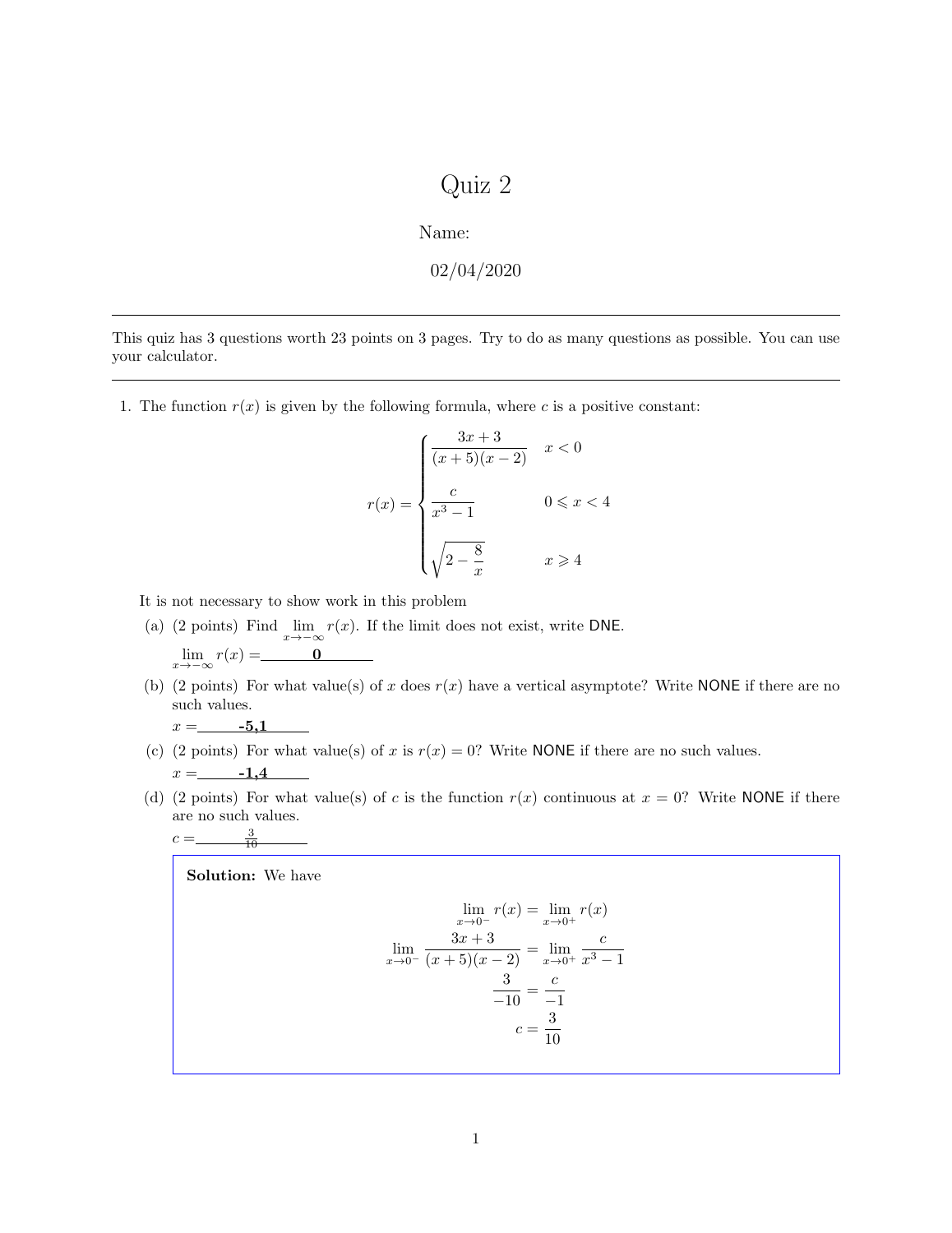# Quiz 2

Name:

02/04/2020

---

This quiz has 3 questions worth 23 points on 3 pages. Try to do as many questions as possible. You can use your calculator.

---

1. The function $r(x)$ is given by the following formula, where $c$ is a positive constant:

$$r(x) = \begin{cases} \dfrac{3x+3}{(x+5)(x-2)} & x < 0 \\[2ex] \dfrac{c}{x^3-1} & 0 \leqslant x < 4 \\[2ex] \sqrt{2 - \dfrac{8}{x}} & x \geqslant 4 \end{cases}$$

It is not necessary to show work in this problem

(a) (2 points) Find $\lim_{x \to -\infty} r(x)$. If the limit does not exist, write DNE.

$\lim_{x \to -\infty} r(x) =$ **0**

(b) (2 points) For what value(s) of $x$ does $r(x)$ have a vertical asymptote? Write NONE if there are no such values.

$x =$ **-5,1**

(c) (2 points) For what value(s) of $x$ is $r(x) = 0$? Write NONE if there are no such values.

$x =$ **-1,4**

(d) (2 points) For what value(s) of $c$ is the function $r(x)$ continuous at $x = 0$? Write NONE if there are no such values.

$c =$ $\frac{3}{10}$

**Solution:** We have

$$\lim_{x \to 0^-} r(x) = \lim_{x \to 0^+} r(x)$$

$$\lim_{x \to 0^-} \frac{3x+3}{(x+5)(x-2)} = \lim_{x \to 0^+} \frac{c}{x^3-1}$$

$$\frac{3}{-10} = \frac{c}{-1}$$

$$c = \frac{3}{10}$$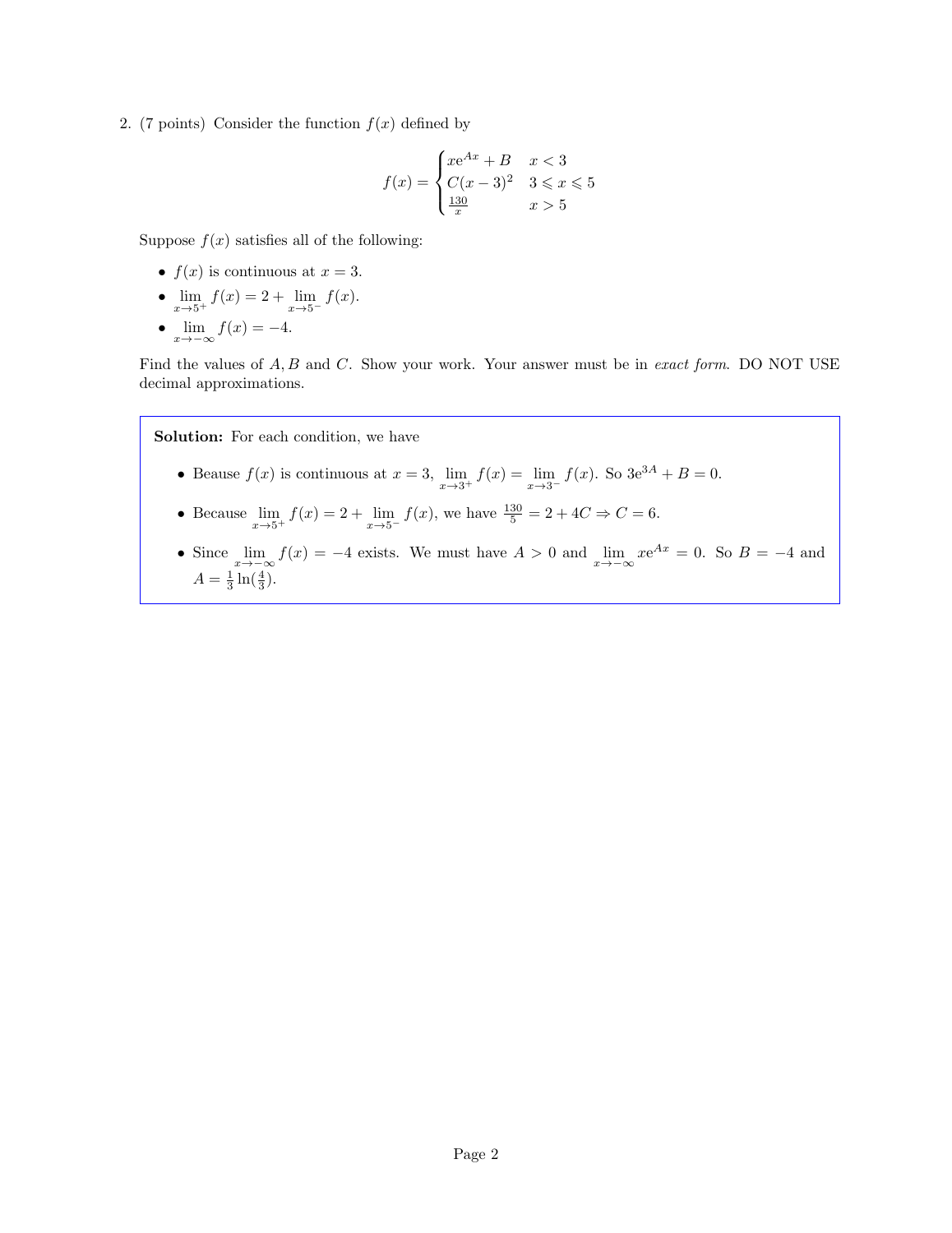2. (7 points) Consider the function $f(x)$ defined by

$$f(x) = \begin{cases} xe^{Ax} + B & x < 3 \\ C(x-3)^2 & 3 \leqslant x \leqslant 5 \\ \frac{130}{x} & x > 5 \end{cases}$$

Suppose $f(x)$ satisfies all of the following:

- $f(x)$ is continuous at $x = 3$.
- $\lim_{x \to 5^+} f(x) = 2 + \lim_{x \to 5^-} f(x)$.
- $\lim_{x \to -\infty} f(x) = -4$.

Find the values of $A, B$ and $C$. Show your work. Your answer must be in *exact form*. DO NOT USE decimal approximations.

**Solution:** For each condition, we have

- Beause $f(x)$ is continuous at $x = 3$, $\lim_{x \to 3^+} f(x) = \lim_{x \to 3^-} f(x)$. So $3e^{3A} + B = 0$.
- Because $\lim_{x \to 5^+} f(x) = 2 + \lim_{x \to 5^-} f(x)$, we have $\frac{130}{5} = 2 + 4C \Rightarrow C = 6$.
- Since $\lim_{x \to -\infty} f(x) = -4$ exists. We must have $A > 0$ and $\lim_{x \to -\infty} xe^{Ax} = 0$. So $B = -4$ and $A = \frac{1}{3} \ln(\frac{4}{3})$.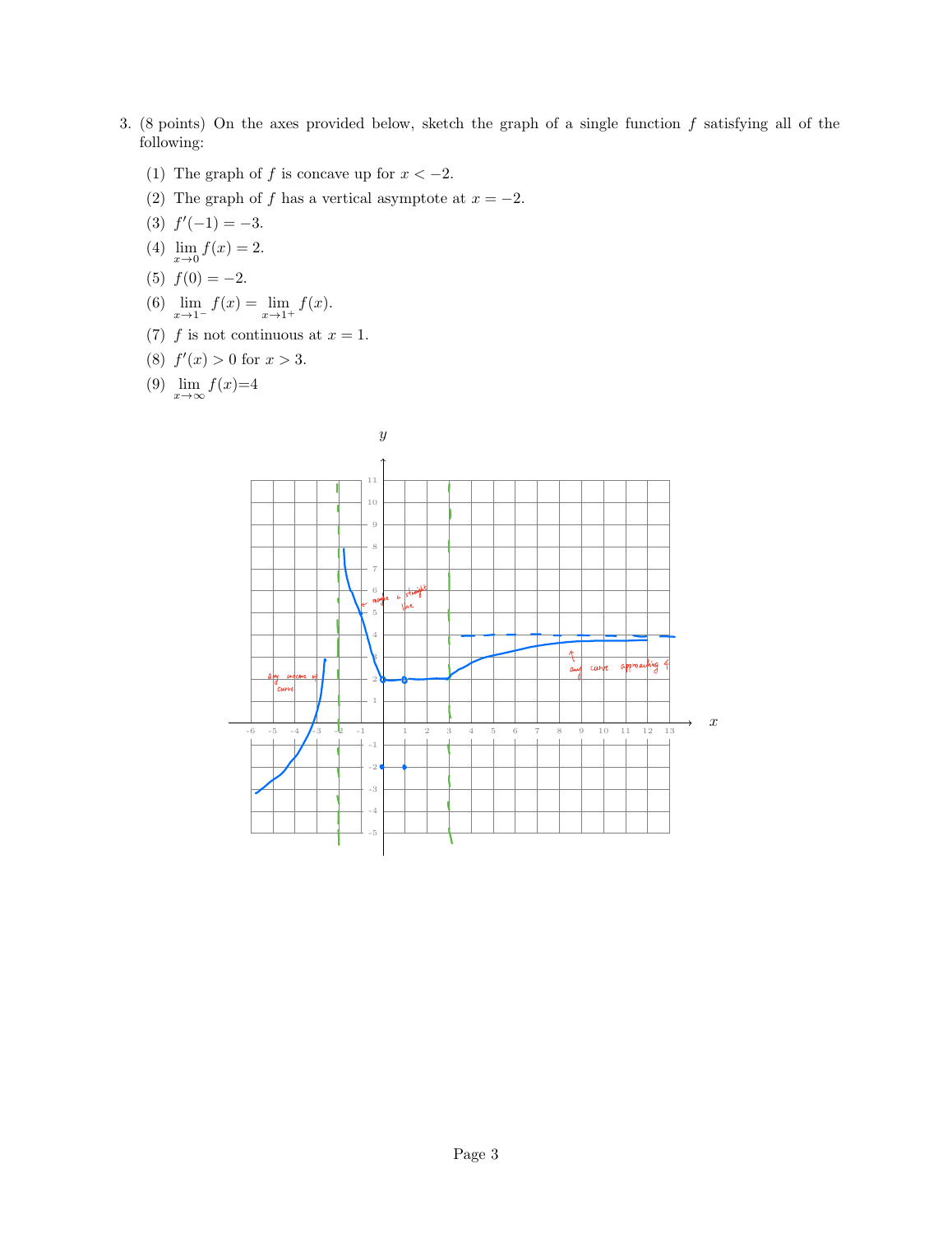3. (8 points) On the axes provided below, sketch the graph of a single function $f$ satisfying all of the following:

   (1) The graph of $f$ is concave up for $x < -2$.

   (2) The graph of $f$ has a vertical asymptote at $x = -2$.

   (3) $f'(-1) = -3$.

   (4) $\lim_{x \to 0} f(x) = 2$.

   (5) $f(0) = -2$.

   (6) $\lim_{x \to 1^-} f(x) = \lim_{x \to 1^+} f(x)$.

   (7) $f$ is not continuous at $x = 1$.

   (8) $f'(x) > 0$ for $x > 3$.

   (9) $\lim_{x \to \infty} f(x)$=4

y

x

-6 -5 -4 -3 -2 -1 1 2 3 4 5 6 7 8 9 10 11 12 13

11 10 9 8 7 6 5 4 3 2 1 -1 -2 -3 -4 -5

any concave up curve

maybe a straight line

any curve approaching 4